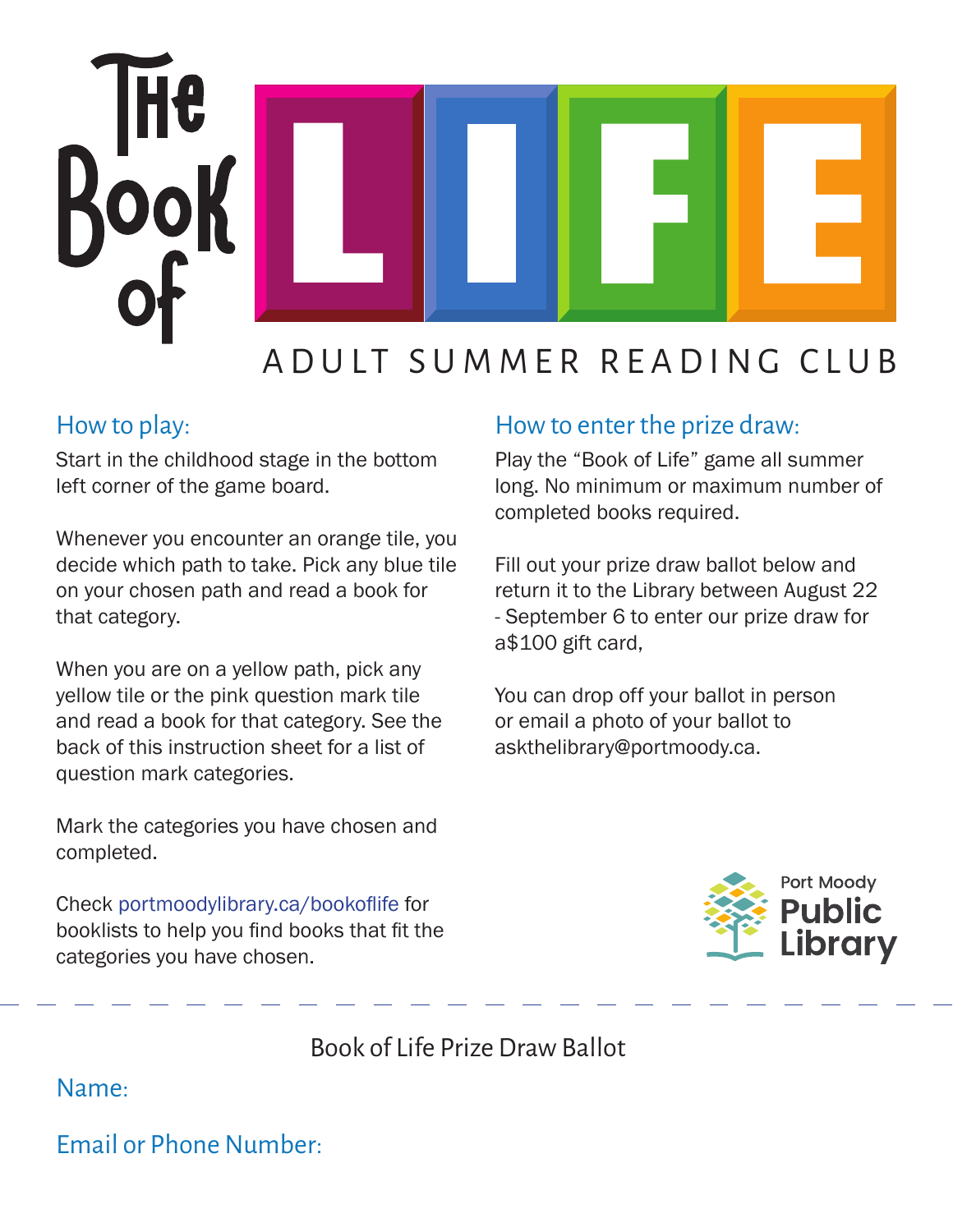# The Book of LIFE

## ADULT SUMMER READING CLUB

### How to play:

Start in the childhood stage in the bottom left corner of the game board.

Whenever you encounter an orange tile, you decide which path to take. Pick any blue tile on your chosen path and read a book for that category.

When you are on a yellow path, pick any yellow tile or the pink question mark tile and read a book for that category. See the back of this instruction sheet for a list of question mark categories.

Mark the categories you have chosen and completed.

Check portmoodylibrary.ca/bookoflife for booklists to help you find books that fit the categories you have chosen.

### How to enter the prize draw:

Play the "Book of Life" game all summer long. No minimum or maximum number of completed books required.

Fill out your prize draw ballot below and return it to the Library between August 22 - September 6 to enter our prize draw for a$100 gift card,

You can drop off your ballot in person or email a photo of your ballot to askthelibrary@portmoody.ca.

Port Moody Public Library

---

Book of Life Prize Draw Ballot

Name:

Email or Phone Number: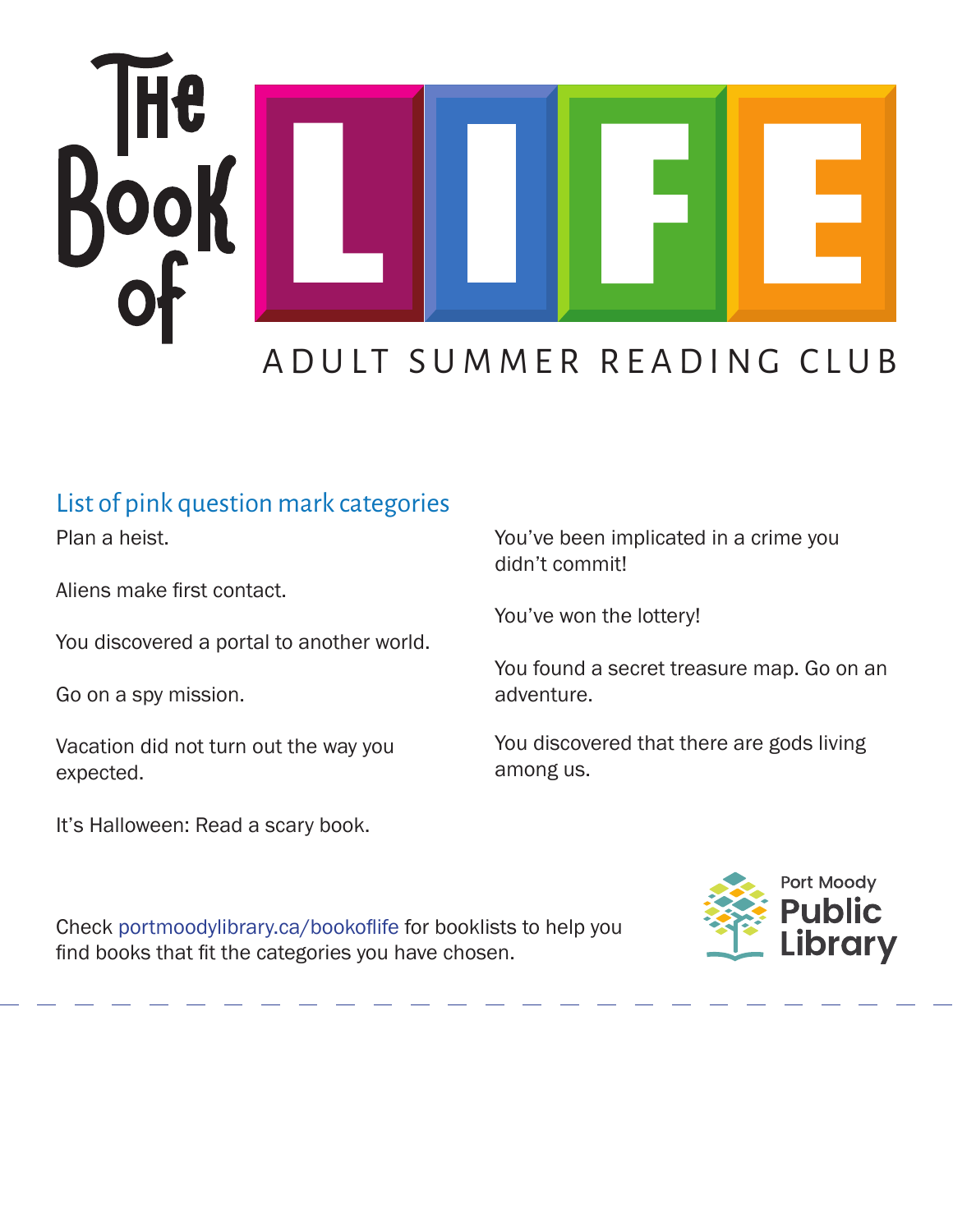# The Book of LIFE

ADULT SUMMER READING CLUB

## List of pink question mark categories

Plan a heist.

Aliens make first contact.

You discovered a portal to another world.

Go on a spy mission.

Vacation did not turn out the way you expected.

It's Halloween: Read a scary book.

You've been implicated in a crime you didn't commit!

You've won the lottery!

You found a secret treasure map. Go on an adventure.

You discovered that there are gods living among us.

Check portmoodylibrary.ca/bookoflife for booklists to help you find books that fit the categories you have chosen.

Port Moody Public Library